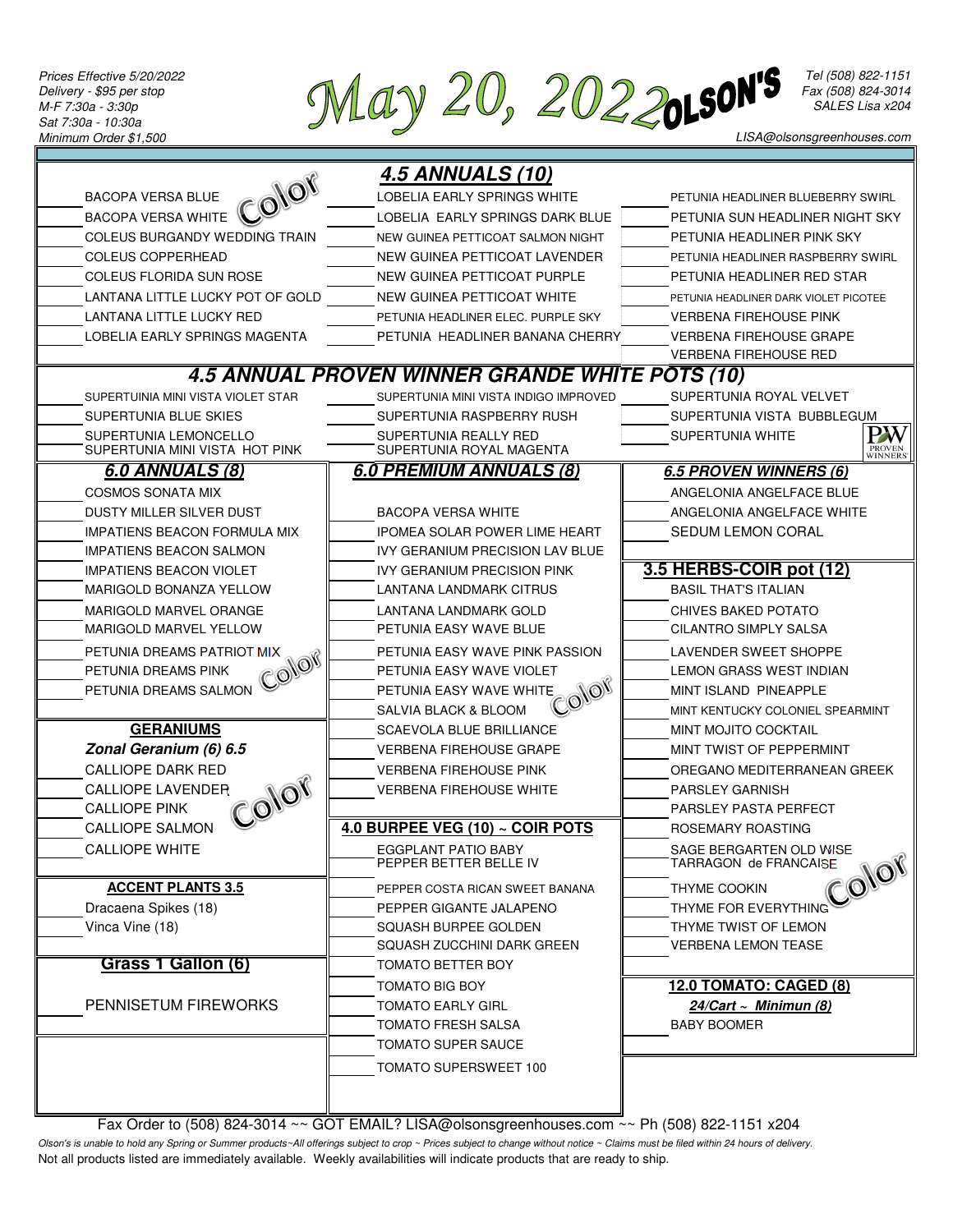Prices Effective 5/20/2022
Delivery - $95 per stop
M-F 7:30a - 3:30p
Sat 7:30a - 10:30a
Minimum Order $1,500

# May 20, 2022 OLSON'S

Tel (508) 822-1151
Fax (508) 824-3014
SALES Lisa x204
LISA@olsonsgreenhouses.com

## 4.5 ANNUALS (10)

Color

| | | |
|---|---|---|
| BACOPA VERSA BLUE | LOBELIA EARLY SPRINGS WHITE | PETUNIA HEADLINER BLUEBERRY SWIRL |
| BACOPA VERSA WHITE | LOBELIA EARLY SPRINGS DARK BLUE | PETUNIA SUN HEADLINER NIGHT SKY |
| COLEUS BURGANDY WEDDING TRAIN | NEW GUINEA PETTICOAT SALMON NIGHT | PETUNIA HEADLINER PINK SKY |
| COLEUS COPPERHEAD | NEW GUINEA PETTICOAT LAVENDER | PETUNIA HEADLINER RASPBERRY SWIRL |
| COLEUS FLORIDA SUN ROSE | NEW GUINEA PETTICOAT PURPLE | PETUNIA HEADLINER RED STAR |
| LANTANA LITTLE LUCKY POT OF GOLD | NEW GUINEA PETTICOAT WHITE | PETUNIA HEADLINER DARK VIOLET PICOTEE |
| LANTANA LITTLE LUCKY RED | PETUNIA HEADLINER ELEC. PURPLE SKY | VERBENA FIREHOUSE PINK |
| LOBELIA EARLY SPRINGS MAGENTA | PETUNIA HEADLINER BANANA CHERRY | VERBENA FIREHOUSE GRAPE |
| | | VERBENA FIREHOUSE RED |

## 4.5 ANNUAL PROVEN WINNER GRANDE WHITE POTS (10)

| | | |
|---|---|---|
| SUPERTUINIA MINI VISTA VIOLET STAR | SUPERTUNIA MINI VISTA INDIGO IMPROVED | SUPERTUNIA ROYAL VELVET |
| SUPERTUNIA BLUE SKIES | SUPERTUNIA RASPBERRY RUSH | SUPERTUNIA VISTA BUBBLEGUM |
| SUPERTUNIA LEMONCELLO | SUPERTUNIA REALLY RED | SUPERTUNIA WHITE |
| SUPERTUNIA MINI VISTA HOT PINK | SUPERTUNIA ROYAL MAGENTA | |

PW PROVEN WINNERS

## 6.0 ANNUALS (8)

Color

- COSMOS SONATA MIX
- DUSTY MILLER SILVER DUST
- IMPATIENS BEACON FORMULA MIX
- IMPATIENS BEACON SALMON
- IMPATIENS BEACON VIOLET
- MARIGOLD BONANZA YELLOW
- MARIGOLD MARVEL ORANGE
- MARIGOLD MARVEL YELLOW
- PETUNIA DREAMS PATRIOT MIX
- PETUNIA DREAMS PINK
- PETUNIA DREAMS SALMON

## GERANIUMS

***Zonal Geranium (6) 6.5***

Color

- CALLIOPE DARK RED
- CALLIOPE LAVENDER
- CALLIOPE PINK
- CALLIOPE SALMON
- CALLIOPE WHITE

## ACCENT PLANTS 3.5

- Dracaena Spikes (18)
- Vinca Vine (18)

## Grass 1 Gallon (6)

- PENNISETUM FIREWORKS

## 6.0 PREMIUM ANNUALS (8)

Color

- BACOPA VERSA WHITE
- IPOMEA SOLAR POWER LIME HEART
- IVY GERANIUM PRECISION LAV BLUE
- IVY GERANIUM PRECISION PINK
- LANTANA LANDMARK CITRUS
- LANTANA LANDMARK GOLD
- PETUNIA EASY WAVE BLUE
- PETUNIA EASY WAVE PINK PASSION
- PETUNIA EASY WAVE VIOLET
- PETUNIA EASY WAVE WHITE
- SALVIA BLACK & BLOOM
- SCAEVOLA BLUE BRILLIANCE
- VERBENA FIREHOUSE GRAPE
- VERBENA FIREHOUSE PINK
- VERBENA FIREHOUSE WHITE

## 4.0 BURPEE VEG (10) ~ COIR POTS

- EGGPLANT PATIO BABY
- PEPPER BETTER BELLE IV
- PEPPER COSTA RICAN SWEET BANANA
- PEPPER GIGANTE JALAPENO
- SQUASH BURPEE GOLDEN
- SQUASH ZUCCHINI DARK GREEN
- TOMATO BETTER BOY
- TOMATO BIG BOY
- TOMATO EARLY GIRL
- TOMATO FRESH SALSA
- TOMATO SUPER SAUCE
- TOMATO SUPERSWEET 100

## 6.5 PROVEN WINNERS (6)

- ANGELONIA ANGELFACE BLUE
- ANGELONIA ANGELFACE WHITE
- SEDUM LEMON CORAL

## 3.5 HERBS-COIR pot (12)

Color

- BASIL THAT'S ITALIAN
- CHIVES BAKED POTATO
- CILANTRO SIMPLY SALSA
- LAVENDER SWEET SHOPPE
- LEMON GRASS WEST INDIAN
- MINT ISLAND PINEAPPLE
- MINT KENTUCKY COLONIEL SPEARMINT
- MINT MOJITO COCKTAIL
- MINT TWIST OF PEPPERMINT
- OREGANO MEDITERRANEAN GREEK
- PARSLEY GARNISH
- PARSLEY PASTA PERFECT
- ROSEMARY ROASTING
- SAGE BERGARTEN OLD WISE
- TARRAGON de FRANCAISE
- THYME COOKIN
- THYME FOR EVERYTHING
- THYME TWIST OF LEMON
- VERBENA LEMON TEASE

## 12.0 TOMATO: CAGED (8)

***24/Cart ~ Minimun (8)***

- BABY BOOMER

Fax Order to (508) 824-3014 ~~ GOT EMAIL? LISA@olsonsgreenhouses.com ~~ Ph (508) 822-1151 x204

*Olson's is unable to hold any Spring or Summer products~All offerings subject to crop ~ Prices subject to change without notice ~ Claims must be filed within 24 hours of delivery.*

Not all products listed are immediately available. Weekly availabilities will indicate products that are ready to ship.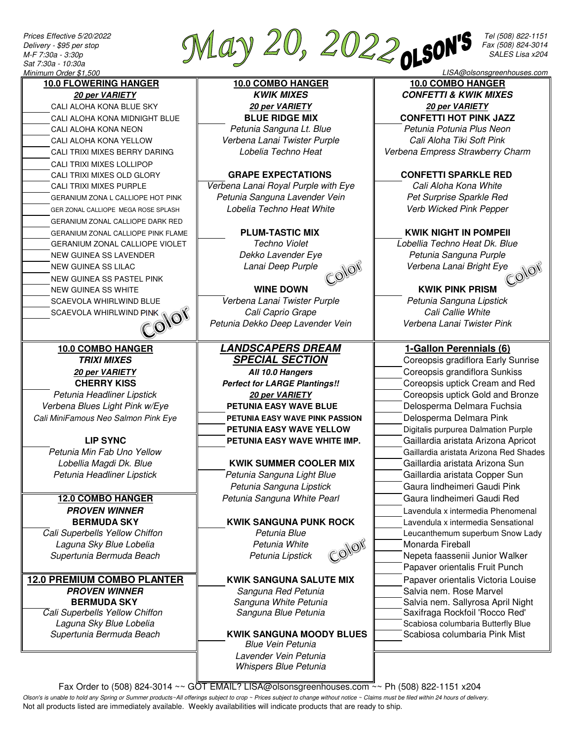Prices Effective 5/20/2022
Delivery - $95 per stop
M-F 7:30a - 3:30p
Sat 7:30a - 10:30a
Minimum Order $1,500

# May 20, 2022 OLSON'S

Tel (508) 822-1151
Fax (508) 824-3014
SALES Lisa x204
LISA@olsonsgreenhouses.com

## 10.0 FLOWERING HANGER

***20 per VARIETY***

- CALI ALOHA KONA BLUE SKY
- CALI ALOHA KONA MIDNIGHT BLUE
- CALI ALOHA KONA NEON
- CALI ALOHA KONA YELLOW
- CALI TRIXI MIXES BERRY DARING
- CALI TRIXI MIXES LOLLIPOP
- CALI TRIXI MIXES OLD GLORY
- CALI TRIXI MIXES PURPLE
- GERANIUM ZONA L CALLIOPE HOT PINK
- GER ZONAL CALLIOPE MEGA ROSE SPLASH
- GERANIUM ZONAL CALLIOPE DARK RED
- GERANIUM ZONAL CALLIOPE PINK FLAME
- GERANIUM ZONAL CALLIOPE VIOLET
- NEW GUINEA SS LAVENDER
- NEW GUINEA SS LILAC
- NEW GUINEA SS PASTEL PINK
- NEW GUINEA SS WHITE
- SCAEVOLA WHIRLWIND BLUE
- SCAEVOLA WHIRLWIND PINK

Color

## 10.0 COMBO HANGER

***KWIK MIXES***

***20 per VARIETY***

**BLUE RIDGE MIX**
*Petunia Sanguna Lt. Blue*
*Verbena Lanai Twister Purple*
*Lobelia Techno Heat*

**GRAPE EXPECTATIONS**
*Verbena Lanai Royal Purple with Eye*
*Petunia Sanguna Lavender Vein*
*Lobelia Techno Heat White*

**PLUM-TASTIC MIX**
*Techno Violet*
*Dekko Lavender Eye*
*Lanai Deep Purple*

**WINE DOWN**
*Verbena Lanai Twister Purple*
*Cali Caprio Grape*
*Petunia Dekko Deep Lavender Vein*

Color

## 10.0 COMBO HANGER

***CONFETTI & KWIK MIXES***

***20 per VARIETY***

**CONFETTI HOT PINK JAZZ**
*Petunia Potunia Plus Neon*
*Cali Aloha Tiki Soft Pink*
*Verbena Empress Strawberry Charm*

**CONFETTI SPARKLE RED**
*Cali Aloha Kona White*
*Pet Surprise Sparkle Red*
*Verb Wicked Pink Pepper*

**KWIK NIGHT IN POMPEII**
*Lobellia Techno Heat Dk. Blue*
*Petunia Sanguna Purple*
*Verbena Lanai Bright Eye*

**KWIK PINK PRISM**
*Petunia Sanguna Lipstick*
*Cali Callie White*
*Verbena Lanai Twister Pink*

Color

## 10.0 COMBO HANGER

***TRIXI MIXES***

***20 per VARIETY***

**CHERRY KISS**
*Petunia Headliner Lipstick*
*Verbena Blues Light Pink w/Eye*
*Cali MiniFamous Neo Salmon Pink Eye*

**LIP SYNC**
*Petunia Min Fab Uno Yellow*
*Lobellia Magdi Dk. Blue*
*Petunia Headliner Lipstick*

## 12.0 COMBO HANGER

***PROVEN WINNER***

**BERMUDA SKY**
*Cali Superbells Yellow Chiffon*
*Laguna Sky Blue Lobelia*
*Supertunia Bermuda Beach*

## 12.0 PREMIUM COMBO PLANTER

***PROVEN WINNER***

**BERMUDA SKY**
*Cali Superbells Yellow Chiffon*
*Laguna Sky Blue Lobelia*
*Supertunia Bermuda Beach*

## *LANDSCAPERS DREAM SPECIAL SECTION*

***All 10.0 Hangers***

***Perfect for LARGE Plantings!!***

***20 per VARIETY***

- PETUNIA EASY WAVE BLUE
- PETUNIA EASY WAVE PINK PASSION
- PETUNIA EASY WAVE YELLOW
- PETUNIA EASY WAVE WHITE IMP.

**KWIK SUMMER COOLER MIX**
*Petunia Sanguna Light Blue*
*Petunia Sanguna Lipstick*
*Petunia Sanguna White Pearl*

**KWIK SANGUNA PUNK ROCK**
*Petunia Blue*
*Petunia White*
*Petunia Lipstick*

Color

**KWIK SANGUNA SALUTE MIX**
*Sanguna Red Petunia*
*Sanguna White Petunia*
*Sanguna Blue Petunia*

**KWIK SANGUNA MOODY BLUES**
*Blue Vein Petunia*
*Lavender Vein Petunia*
*Whispers Blue Petunia*

## 1-Gallon Perennials (6)

- Coreopsis gradiflora Early Sunrise
- Coreopsis grandiflora Sunkiss
- Coreopsis uptick Cream and Red
- Coreopsis uptick Gold and Bronze
- Delosperma Delmara Fuchsia
- Delosperma Delmara Pink
- Digitalis purpurea Dalmation Purple
- Gaillardia aristata Arizona Apricot
- Gaillardia aristata Arizona Red Shades
- Gaillardia aristata Arizona Sun
- Gaillardia aristata Copper Sun
- Gaura lindheimeri Gaudi Pink
- Gaura lindheimeri Gaudi Red
- Lavendula x intermedia Phenomenal
- Lavendula x intermedia Sensational
- Leucanthemum superbum Snow Lady
- Monarda Fireball
- Nepeta faassenii Junior Walker
- Papaver orientalis Fruit Punch
- Papaver orientalis Victoria Louise
- Salvia nem. Rose Marvel
- Salvia nem. Sallyrosa April Night
- Saxifraga Rockfoil 'Rocco Red'
- Scabiosa columbaria Butterfly Blue
- Scabiosa columbaria Pink Mist

Fax Order to (508) 824-3014 ~~ GOT EMAIL? LISA@olsonsgreenhouses.com ~~ Ph (508) 822-1151 x204

*Olson's is unable to hold any Spring or Summer products~All offerings subject to crop ~ Prices subject to change without notice ~ Claims must be filed within 24 hours of delivery.*

Not all products listed are immediately available. Weekly availabilities will indicate products that are ready to ship.